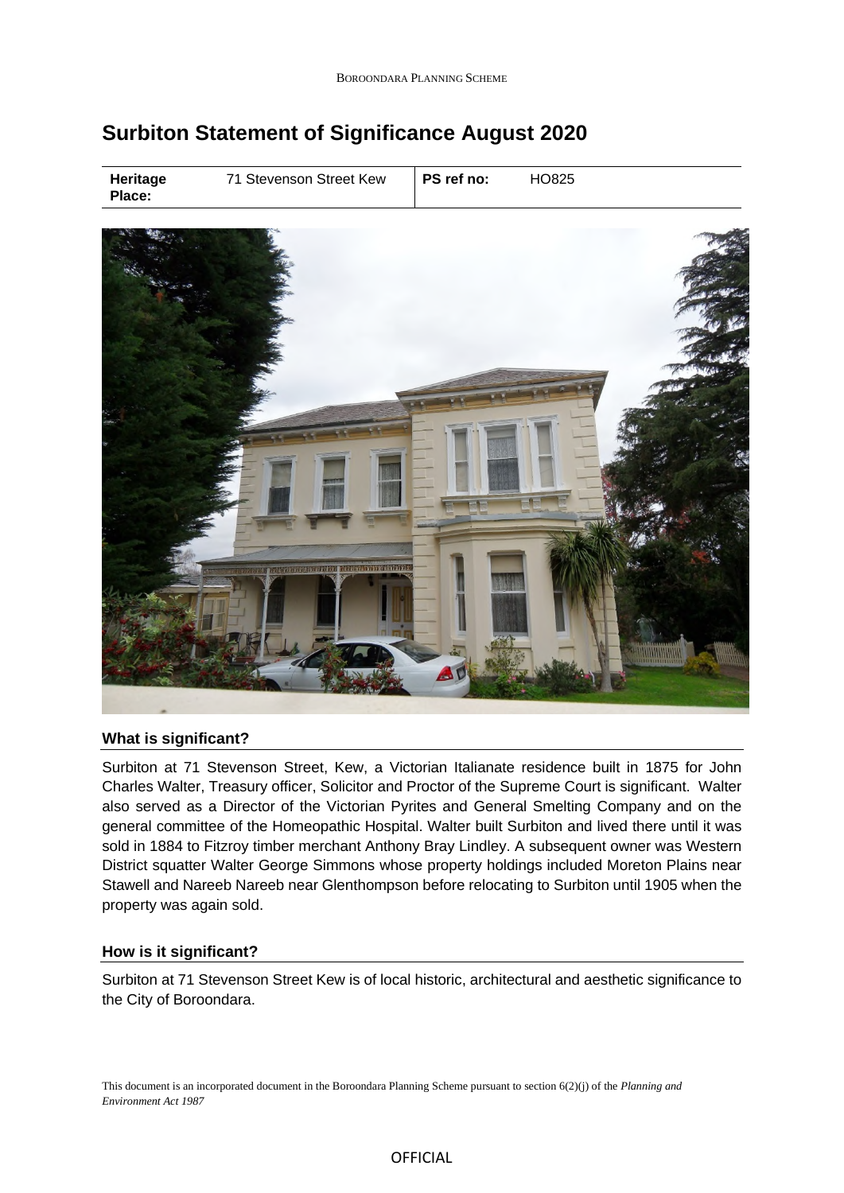# Surbiton Statement of Significance August 2020

| | | | |
|---|---|---|---|
| **Heritage Place:** | 71 Stevenson Street Kew | **PS ref no:** | HO825 |

## What is significant?

Surbiton at 71 Stevenson Street, Kew, a Victorian Italianate residence built in 1875 for John Charles Walter, Treasury officer, Solicitor and Proctor of the Supreme Court is significant. Walter also served as a Director of the Victorian Pyrites and General Smelting Company and on the general committee of the Homeopathic Hospital. Walter built Surbiton and lived there until it was sold in 1884 to Fitzroy timber merchant Anthony Bray Lindley. A subsequent owner was Western District squatter Walter George Simmons whose property holdings included Moreton Plains near Stawell and Nareeb Nareeb near Glenthompson before relocating to Surbiton until 1905 when the property was again sold.

## How is it significant?

Surbiton at 71 Stevenson Street Kew is of local historic, architectural and aesthetic significance to the City of Boroondara.

This document is an incorporated document in the Boroondara Planning Scheme pursuant to section 6(2)(j) of the *Planning and Environment Act 1987*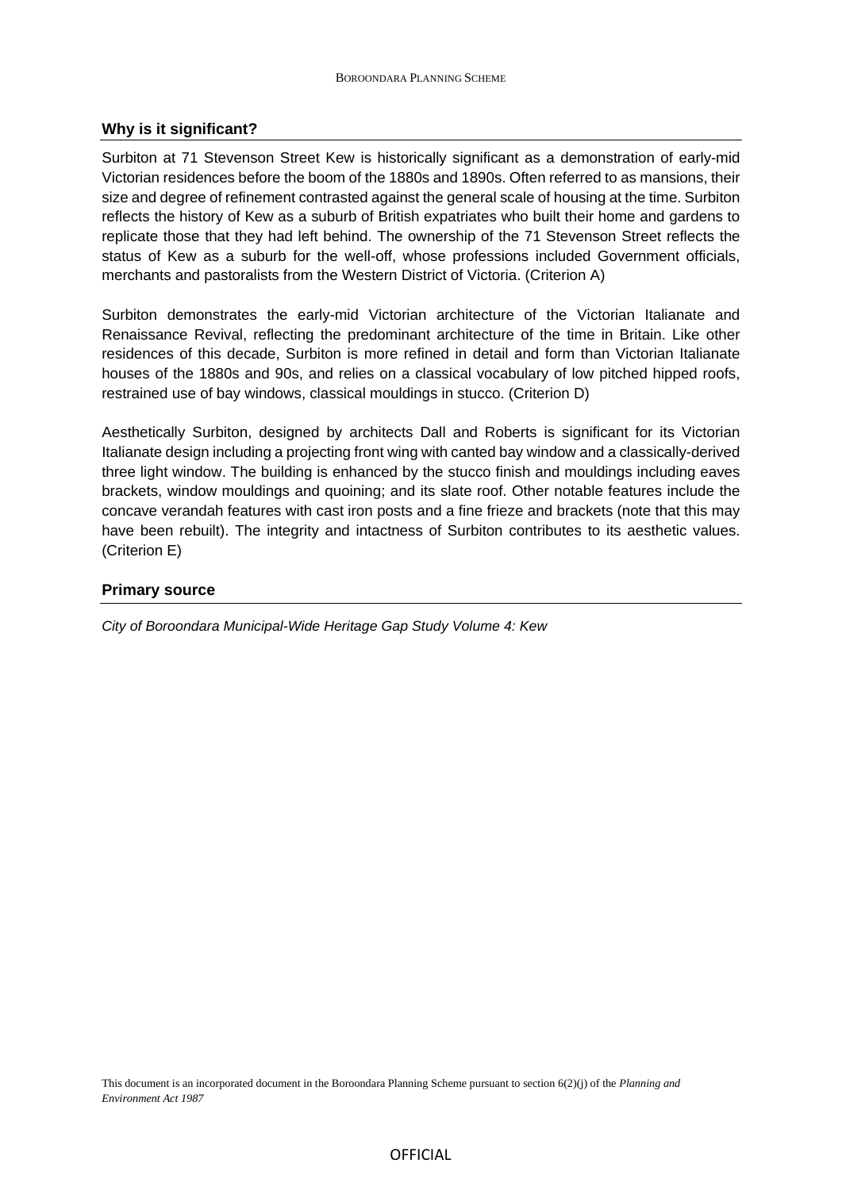## Why is it significant?

Surbiton at 71 Stevenson Street Kew is historically significant as a demonstration of early-mid Victorian residences before the boom of the 1880s and 1890s. Often referred to as mansions, their size and degree of refinement contrasted against the general scale of housing at the time. Surbiton reflects the history of Kew as a suburb of British expatriates who built their home and gardens to replicate those that they had left behind. The ownership of the 71 Stevenson Street reflects the status of Kew as a suburb for the well-off, whose professions included Government officials, merchants and pastoralists from the Western District of Victoria. (Criterion A)

Surbiton demonstrates the early-mid Victorian architecture of the Victorian Italianate and Renaissance Revival, reflecting the predominant architecture of the time in Britain. Like other residences of this decade, Surbiton is more refined in detail and form than Victorian Italianate houses of the 1880s and 90s, and relies on a classical vocabulary of low pitched hipped roofs, restrained use of bay windows, classical mouldings in stucco. (Criterion D)

Aesthetically Surbiton, designed by architects Dall and Roberts is significant for its Victorian Italianate design including a projecting front wing with canted bay window and a classically-derived three light window. The building is enhanced by the stucco finish and mouldings including eaves brackets, window mouldings and quoining; and its slate roof. Other notable features include the concave verandah features with cast iron posts and a fine frieze and brackets (note that this may have been rebuilt). The integrity and intactness of Surbiton contributes to its aesthetic values. (Criterion E)

## Primary source

*City of Boroondara Municipal-Wide Heritage Gap Study Volume 4: Kew*

This document is an incorporated document in the Boroondara Planning Scheme pursuant to section 6(2)(j) of the *Planning and Environment Act 1987*